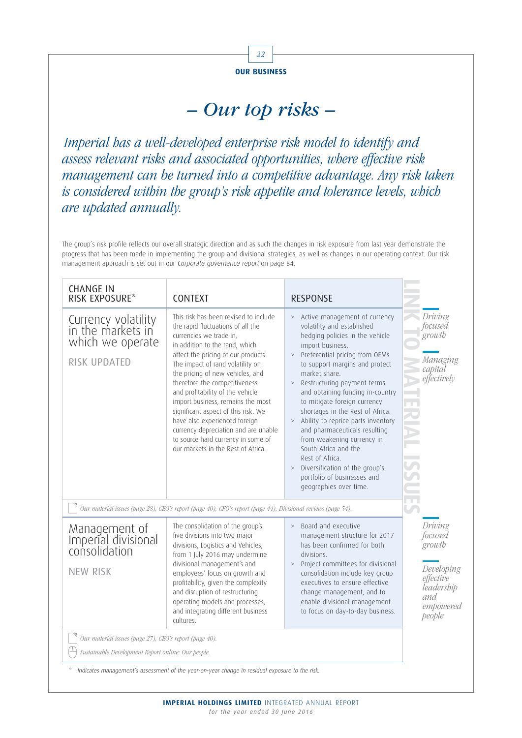## OUR BUSINESS

# – Our top risks –

*Imperial has a well-developed enterprise risk model to identify and assess relevant risks and associated opportunities, where effective risk management can be turned into a competitive advantage. Any risk taken is considered within the group's risk appetite and tolerance levels, which are updated annually.*

The group's risk profile reflects our overall strategic direction and as such the changes in risk exposure from last year demonstrate the progress that has been made in implementing the group and divisional strategies, as well as changes in our operating context. Our risk management approach is set out in our *Corporate governance report* on page 84.

| CHANGE IN RISK EXPOSURE* | CONTEXT | RESPONSE | LINK TO MATERIAL ISSUES |
|---|---|---|---|
| Currency volatility in the markets in which we operate<br><br>RISK UPDATED | This risk has been revised to include the rapid fluctuations of all the currencies we trade in, in addition to the rand, which affect the pricing of our products. The impact of rand volatility on the pricing of new vehicles, and therefore the competitiveness and profitability of the vehicle import business, remains the most significant aspect of this risk. We have also experienced foreign currency depreciation and are unable to source hard currency in some of our markets in the Rest of Africa. | > Active management of currency volatility and established hedging policies in the vehicle import business.<br>> Preferential pricing from OEMs to support margins and protect market share.<br>> Restructuring payment terms and obtaining funding in-country to mitigate foreign currency shortages in the Rest of Africa.<br>> Ability to reprice parts inventory and pharmaceuticals resulting from weakening currency in South Africa and the Rest of Africa.<br>> Diversification of the group's portfolio of businesses and geographies over time. | *Driving focused growth*<br><br>*Managing capital effectively* |
| *Our material issues (page 28), CEO's report (page 40), CFO's report (page 44), Divisional reviews (page 54).* | | | |
| Management of Imperial divisional consolidation<br><br>NEW RISK | The consolidation of the group's five divisions into two major divisions, Logistics and Vehicles, from 1 July 2016 may undermine divisional management's and employees' focus on growth and profitability, given the complexity and disruption of restructuring operating models and processes, and integrating different business cultures. | > Board and executive management structure for 2017 has been confirmed for both divisions.<br>> Project committees for divisional consolidation include key group executives to ensure effective change management, and to enable divisional management to focus on day-to-day business. | *Driving focused growth*<br><br>*Developing effective leadership and empowered people* |
| *Our material issues (page 27), CEO's report (page 40).*<br>*Sustainable Development Report online: Our people.* | | | |

\* *Indicates management's assessment of the year-on-year change in residual exposure to the risk.*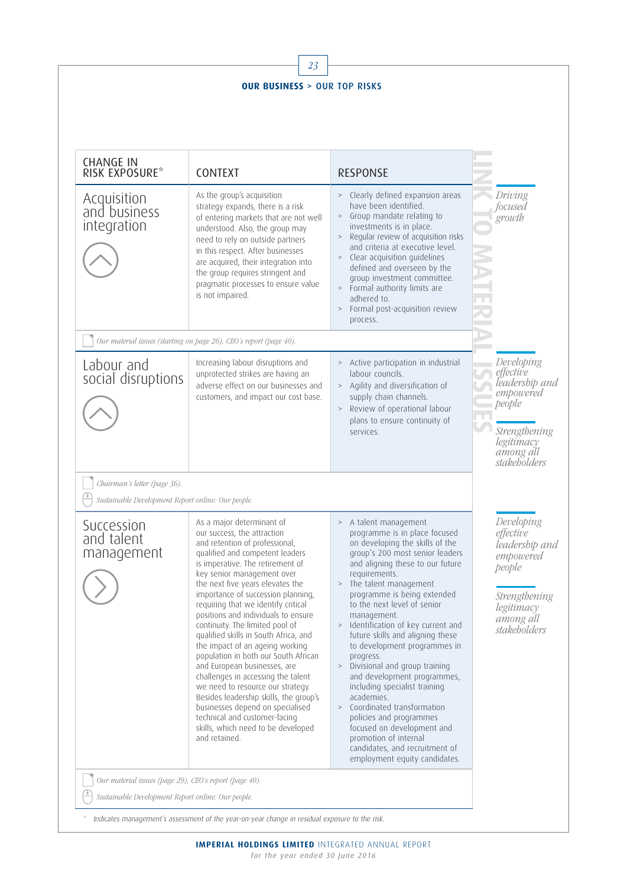## OUR BUSINESS > OUR TOP RISKS

| CHANGE IN RISK EXPOSURE* | CONTEXT | RESPONSE | LINK TO MATERIAL ISSUES |
|---|---|---|---|
| **Acquisition and business integration** (↑) | As the group's acquisition strategy expands, there is a risk of entering markets that are not well understood. Also, the group may need to rely on outside partners in this respect. After businesses are acquired, their integration into the group requires stringent and pragmatic processes to ensure value is not impaired. | > Clearly defined expansion areas have been identified. > Group mandate relating to investments is in place. > Regular review of acquisition risks and criteria at executive level. > Clear acquisition guidelines defined and overseen by the group investment committee. > Formal authority limits are adhered to. > Formal post-acquisition review process. | *Driving focused growth* |
| **Labour and social disruptions** (↑) | Increasing labour disruptions and unprotected strikes are having an adverse effect on our businesses and customers, and impact our cost base. | > Active participation in industrial labour councils. > Agility and diversification of supply chain channels. > Review of operational labour plans to ensure continuity of services. | *Developing effective leadership and empowered people*; *Strengthening legitimacy among all stakeholders* |
| **Succession and talent management** (→) | As a major determinant of our success, the attraction and retention of professional, qualified and competent leaders is imperative. The retirement of key senior management over the next five years elevates the importance of succession planning, requiring that we identify critical positions and individuals to ensure continuity. The limited pool of qualified skills in South Africa, and the impact of an ageing working population in both our South African and European businesses, are challenges in accessing the talent we need to resource our strategy. Besides leadership skills, the group's businesses depend on specialised technical and customer-facing skills, which need to be developed and retained. | > A talent management programme is in place focused on developing the skills of the group's 200 most senior leaders and aligning these to our future requirements. > The talent management programme is being extended to the next level of senior management. > Identification of key current and future skills and aligning these to development programmes in progress. > Divisional and group training and development programmes, including specialist training academies. > Coordinated transformation policies and programmes focused on development and promotion of internal candidates, and recruitment of employment equity candidates. | *Developing effective leadership and empowered people*; *Strengthening legitimacy among all stakeholders* |

Acquisition and business integration: *Our material issues (starting on page 26), CEO's report (page 40).*

Labour and social disruptions: *Chairman's letter (page 36).* *Sustainable Development Report online: Our people.*

Succession and talent management: *Our material issues (page 29), CEO's report (page 40).* *Sustainable Development Report online: Our people.*

\* Indicates management's assessment of the year-on-year change in residual exposure to the risk.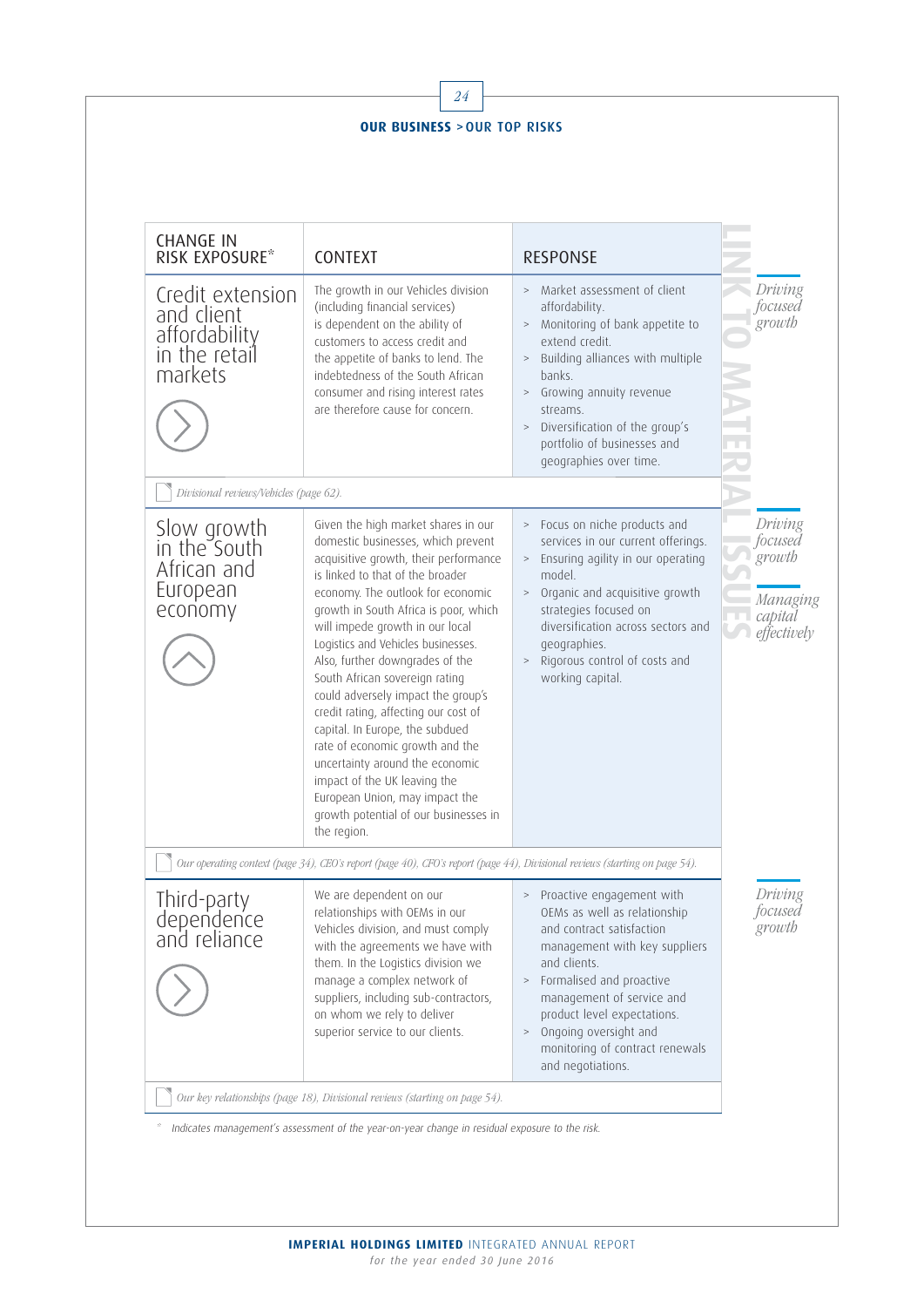## OUR BUSINESS > OUR TOP RISKS

| CHANGE IN RISK EXPOSURE* | CONTEXT | RESPONSE | LINK TO MATERIAL ISSUES |
|---|---|---|---|
| **Credit extension and client affordability in the retail markets** | The growth in our Vehicles division (including financial services) is dependent on the ability of customers to access credit and the appetite of banks to lend. The indebtedness of the South African consumer and rising interest rates are therefore cause for concern. | > Market assessment of client affordability.<br>> Monitoring of bank appetite to extend credit.<br>> Building alliances with multiple banks.<br>> Growing annuity revenue streams.<br>> Diversification of the group's portfolio of businesses and geographies over time. | *Driving focused growth* |
| *Divisional reviews/Vehicles (page 62).* | | | |
| **Slow growth in the South African and European economy** | Given the high market shares in our domestic businesses, which prevent acquisitive growth, their performance is linked to that of the broader economy. The outlook for economic growth in South Africa is poor, which will impede growth in our local Logistics and Vehicles businesses. Also, further downgrades of the South African sovereign rating could adversely impact the group's credit rating, affecting our cost of capital. In Europe, the subdued rate of economic growth and the uncertainty around the economic impact of the UK leaving the European Union, may impact the growth potential of our businesses in the region. | > Focus on niche products and services in our current offerings.<br>> Ensuring agility in our operating model.<br>> Organic and acquisitive growth strategies focused on diversification across sectors and geographies.<br>> Rigorous control of costs and working capital. | *Driving focused growth*<br>*Managing capital effectively* |
| *Our operating context (page 34), CEO's report (page 40), CFO's report (page 44), Divisional reviews (starting on page 54).* | | | |
| **Third-party dependence and reliance** | We are dependent on our relationships with OEMs in our Vehicles division, and must comply with the agreements we have with them. In the Logistics division we manage a complex network of suppliers, including sub-contractors, on whom we rely to deliver superior service to our clients. | > Proactive engagement with OEMs as well as relationship and contract satisfaction management with key suppliers and clients.<br>> Formalised and proactive management of service and product level expectations.<br>> Ongoing oversight and monitoring of contract renewals and negotiations. | *Driving focused growth* |
| *Our key relationships (page 18), Divisional reviews (starting on page 54).* | | | |

\* Indicates management's assessment of the year-on-year change in residual exposure to the risk.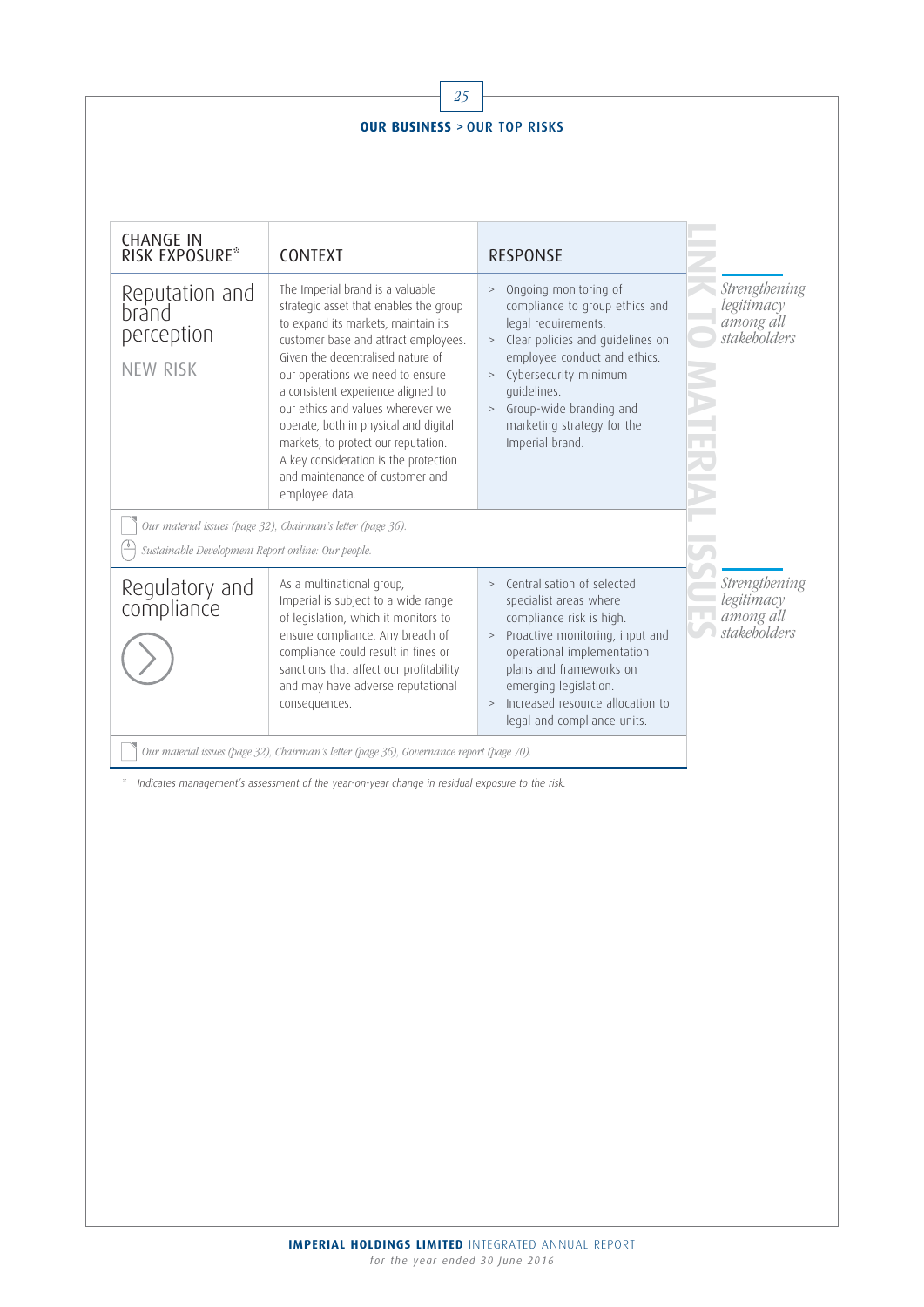OUR BUSINESS > OUR TOP RISKS

| CHANGE IN RISK EXPOSURE* | CONTEXT | RESPONSE | LINK TO MATERIAL ISSUES |
|---|---|---|---|
| Reputation and brand perception<br><br>NEW RISK | The Imperial brand is a valuable strategic asset that enables the group to expand its markets, maintain its customer base and attract employees. Given the decentralised nature of our operations we need to ensure a consistent experience aligned to our ethics and values wherever we operate, both in physical and digital markets, to protect our reputation. A key consideration is the protection and maintenance of customer and employee data. | > Ongoing monitoring of compliance to group ethics and legal requirements.<br>> Clear policies and guidelines on employee conduct and ethics.<br>> Cybersecurity minimum guidelines.<br>> Group-wide branding and marketing strategy for the Imperial brand. | *Strengthening legitimacy among all stakeholders* |
| *Our material issues (page 32), Chairman's letter (page 36).*<br>*Sustainable Development Report online: Our people.* | | | |
| Regulatory and compliance | As a multinational group, Imperial is subject to a wide range of legislation, which it monitors to ensure compliance. Any breach of compliance could result in fines or sanctions that affect our profitability and may have adverse reputational consequences. | > Centralisation of selected specialist areas where compliance risk is high.<br>> Proactive monitoring, input and operational implementation plans and frameworks on emerging legislation.<br>> Increased resource allocation to legal and compliance units. | *Strengthening legitimacy among all stakeholders* |
| *Our material issues (page 32), Chairman's letter (page 36), Governance report (page 70).* | | | |

\* Indicates management's assessment of the year-on-year change in residual exposure to the risk.